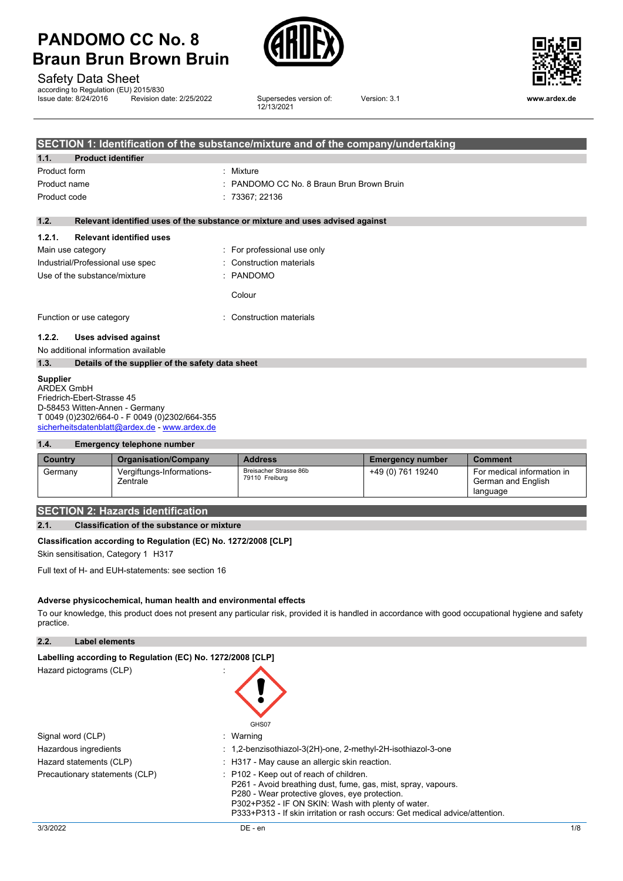# PANDOMO CC No. 8 Braun Brun Brown Bruin

Safety Data Sheet

according to Regulation (EU) 2015/830

Issue date: 8/24/2016 | Revision date: 2/25/2022 | Supersedes version of: 12/13/2021 | Version: 3.1

## SECTION 1: Identification of the substance/mixture and of the company/undertaking

### 1.1. Product identifier

Product form : Mixture

Product name : PANDOMO CC No. 8 Braun Brun Brown Bruin

Product code : 73367; 22136

### 1.2. Relevant identified uses of the substance or mixture and uses advised against

#### 1.2.1. Relevant identified uses

Main use category : For professional use only

Industrial/Professional use spec : Construction materials

Use of the substance/mixture : PANDOMO

Colour

Function or use category : Construction materials

#### 1.2.2. Uses advised against

No additional information available

### 1.3. Details of the supplier of the safety data sheet

**Supplier**
ARDEX GmbH
Friedrich-Ebert-Strasse 45
D-58453 Witten-Annen - Germany
T 0049 (0)2302/664-0 - F 0049 (0)2302/664-355
sicherheitsdatenblatt@ardex.de - www.ardex.de

### 1.4. Emergency telephone number

| Country | Organisation/Company | Address | Emergency number | Comment |
|---|---|---|---|---|
| Germany | Vergiftungs-Informations-Zentrale | Breisacher Strasse 86b 79110 Freiburg | +49 (0) 761 19240 | For medical information in German and English language |

## SECTION 2: Hazards identification

### 2.1. Classification of the substance or mixture

**Classification according to Regulation (EC) No. 1272/2008 [CLP]**

Skin sensitisation, Category 1 H317

Full text of H- and EUH-statements: see section 16

**Adverse physicochemical, human health and environmental effects**

To our knowledge, this product does not present any particular risk, provided it is handled in accordance with good occupational hygiene and safety practice.

### 2.2. Label elements

**Labelling according to Regulation (EC) No. 1272/2008 [CLP]**

Hazard pictograms (CLP) :

GHS07

Signal word (CLP) : Warning

Hazardous ingredients : 1,2-benzisothiazol-3(2H)-one, 2-methyl-2H-isothiazol-3-one

Hazard statements (CLP) : H317 - May cause an allergic skin reaction.

Precautionary statements (CLP) : P102 - Keep out of reach of children.
P261 - Avoid breathing dust, fume, gas, mist, spray, vapours.
P280 - Wear protective gloves, eye protection.
P302+P352 - IF ON SKIN: Wash with plenty of water.
P333+P313 - If skin irritation or rash occurs: Get medical advice/attention.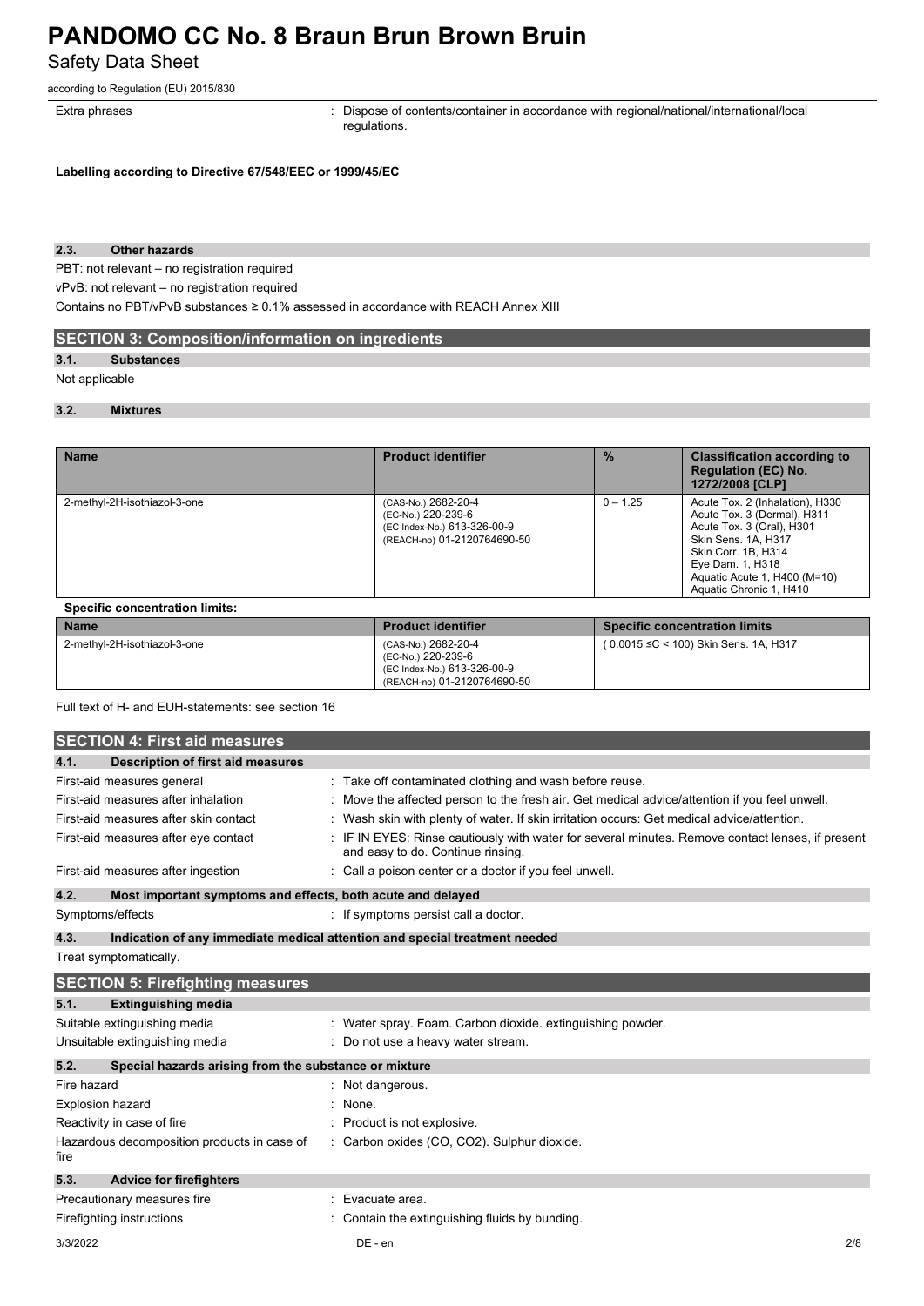Extra phrases : Dispose of contents/container in accordance with regional/national/international/local regulations.

**Labelling according to Directive 67/548/EEC or 1999/45/EC**

### 2.3. Other hazards

PBT: not relevant – no registration required

vPvB: not relevant – no registration required

Contains no PBT/vPvB substances ≥ 0.1% assessed in accordance with REACH Annex XIII

## SECTION 3: Composition/information on ingredients

### 3.1. Substances

Not applicable

### 3.2. Mixtures

| Name | Product identifier | % | Classification according to Regulation (EC) No. 1272/2008 [CLP] |
|---|---|---|---|
| 2-methyl-2H-isothiazol-3-one | (CAS-No.) 2682-20-4<br>(EC-No.) 220-239-6<br>(EC Index-No.) 613-326-00-9<br>(REACH-no) 01-2120764690-50 | 0 – 1.25 | Acute Tox. 2 (Inhalation), H330<br>Acute Tox. 3 (Dermal), H311<br>Acute Tox. 3 (Oral), H301<br>Skin Sens. 1A, H317<br>Skin Corr. 1B, H314<br>Eye Dam. 1, H318<br>Aquatic Acute 1, H400 (M=10)<br>Aquatic Chronic 1, H410 |

**Specific concentration limits:**

| Name | Product identifier | Specific concentration limits |
|---|---|---|
| 2-methyl-2H-isothiazol-3-one | (CAS-No.) 2682-20-4<br>(EC-No.) 220-239-6<br>(EC Index-No.) 613-326-00-9<br>(REACH-no) 01-2120764690-50 | ( 0.0015 ≤C < 100) Skin Sens. 1A, H317 |

Full text of H- and EUH-statements: see section 16

## SECTION 4: First aid measures

### 4.1. Description of first aid measures

First-aid measures general : Take off contaminated clothing and wash before reuse.

First-aid measures after inhalation : Move the affected person to the fresh air. Get medical advice/attention if you feel unwell.

First-aid measures after skin contact : Wash skin with plenty of water. If skin irritation occurs: Get medical advice/attention.

First-aid measures after eye contact : IF IN EYES: Rinse cautiously with water for several minutes. Remove contact lenses, if present and easy to do. Continue rinsing.

First-aid measures after ingestion : Call a poison center or a doctor if you feel unwell.

### 4.2. Most important symptoms and effects, both acute and delayed

Symptoms/effects : If symptoms persist call a doctor.

### 4.3. Indication of any immediate medical attention and special treatment needed

Treat symptomatically.

## SECTION 5: Firefighting measures

### 5.1. Extinguishing media

Suitable extinguishing media : Water spray. Foam. Carbon dioxide. extinguishing powder.

Unsuitable extinguishing media : Do not use a heavy water stream.

### 5.2. Special hazards arising from the substance or mixture

Fire hazard : Not dangerous.

Explosion hazard : None.

Reactivity in case of fire : Product is not explosive.

Hazardous decomposition products in case of fire : Carbon oxides (CO, $CO_2$). Sulphur dioxide.

### 5.3. Advice for firefighters

Precautionary measures fire : Evacuate area.

Firefighting instructions : Contain the extinguishing fluids by bunding.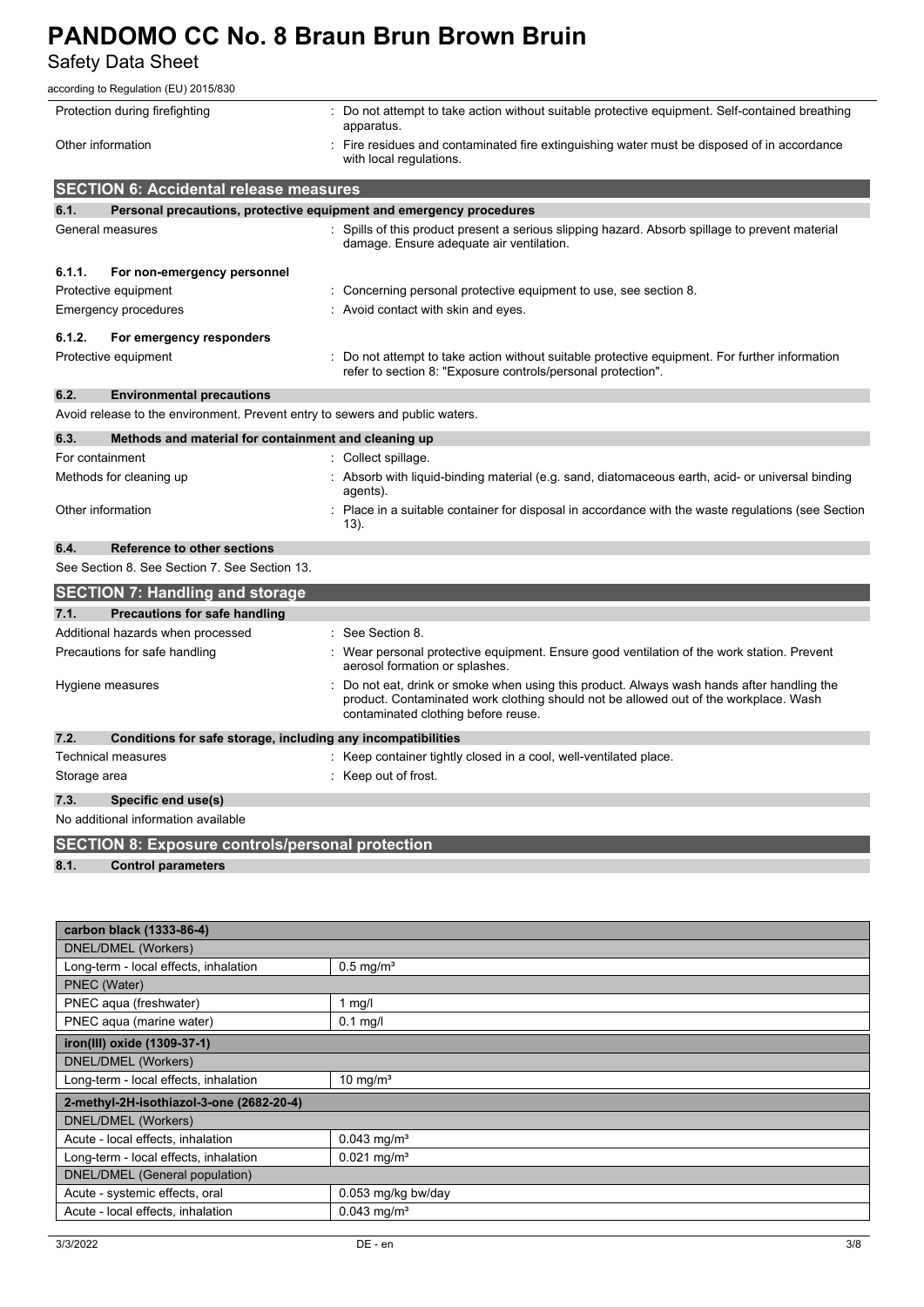| | |
|---|---|
| Protection during firefighting | : Do not attempt to take action without suitable protective equipment. Self-contained breathing apparatus. |
| Other information | : Fire residues and contaminated fire extinguishing water must be disposed of in accordance with local regulations. |

## SECTION 6: Accidental release measures

### 6.1. Personal precautions, protective equipment and emergency procedures

| | |
|---|---|
| General measures | : Spills of this product present a serious slipping hazard. Absorb spillage to prevent material damage. Ensure adequate air ventilation. |

#### 6.1.1. For non-emergency personnel

| | |
|---|---|
| Protective equipment | : Concerning personal protective equipment to use, see section 8. |
| Emergency procedures | : Avoid contact with skin and eyes. |

#### 6.1.2. For emergency responders

| | |
|---|---|
| Protective equipment | : Do not attempt to take action without suitable protective equipment. For further information refer to section 8: "Exposure controls/personal protection". |

### 6.2. Environmental precautions

Avoid release to the environment. Prevent entry to sewers and public waters.

### 6.3. Methods and material for containment and cleaning up

| | |
|---|---|
| For containment | : Collect spillage. |
| Methods for cleaning up | : Absorb with liquid-binding material (e.g. sand, diatomaceous earth, acid- or universal binding agents). |
| Other information | : Place in a suitable container for disposal in accordance with the waste regulations (see Section 13). |

### 6.4. Reference to other sections

See Section 8. See Section 7. See Section 13.

## SECTION 7: Handling and storage

### 7.1. Precautions for safe handling

| | |
|---|---|
| Additional hazards when processed | : See Section 8. |
| Precautions for safe handling | : Wear personal protective equipment. Ensure good ventilation of the work station. Prevent aerosol formation or splashes. |
| Hygiene measures | : Do not eat, drink or smoke when using this product. Always wash hands after handling the product. Contaminated work clothing should not be allowed out of the workplace. Wash contaminated clothing before reuse. |

### 7.2. Conditions for safe storage, including any incompatibilities

| | |
|---|---|
| Technical measures | : Keep container tightly closed in a cool, well-ventilated place. |
| Storage area | : Keep out of frost. |

### 7.3. Specific end use(s)

No additional information available

## SECTION 8: Exposure controls/personal protection

### 8.1. Control parameters

| carbon black (1333-86-4) | |
|---|---|
| DNEL/DMEL (Workers) | |
| Long-term - local effects, inhalation | 0.5 mg/m³ |
| PNEC (Water) | |
| PNEC aqua (freshwater) | 1 mg/l |
| PNEC aqua (marine water) | 0.1 mg/l |
| **iron(III) oxide (1309-37-1)** | |
| DNEL/DMEL (Workers) | |
| Long-term - local effects, inhalation | 10 mg/m³ |
| **2-methyl-2H-isothiazol-3-one (2682-20-4)** | |
| DNEL/DMEL (Workers) | |
| Acute - local effects, inhalation | 0.043 mg/m³ |
| Long-term - local effects, inhalation | 0.021 mg/m³ |
| DNEL/DMEL (General population) | |
| Acute - systemic effects, oral | 0.053 mg/kg bw/day |
| Acute - local effects, inhalation | 0.043 mg/m³ |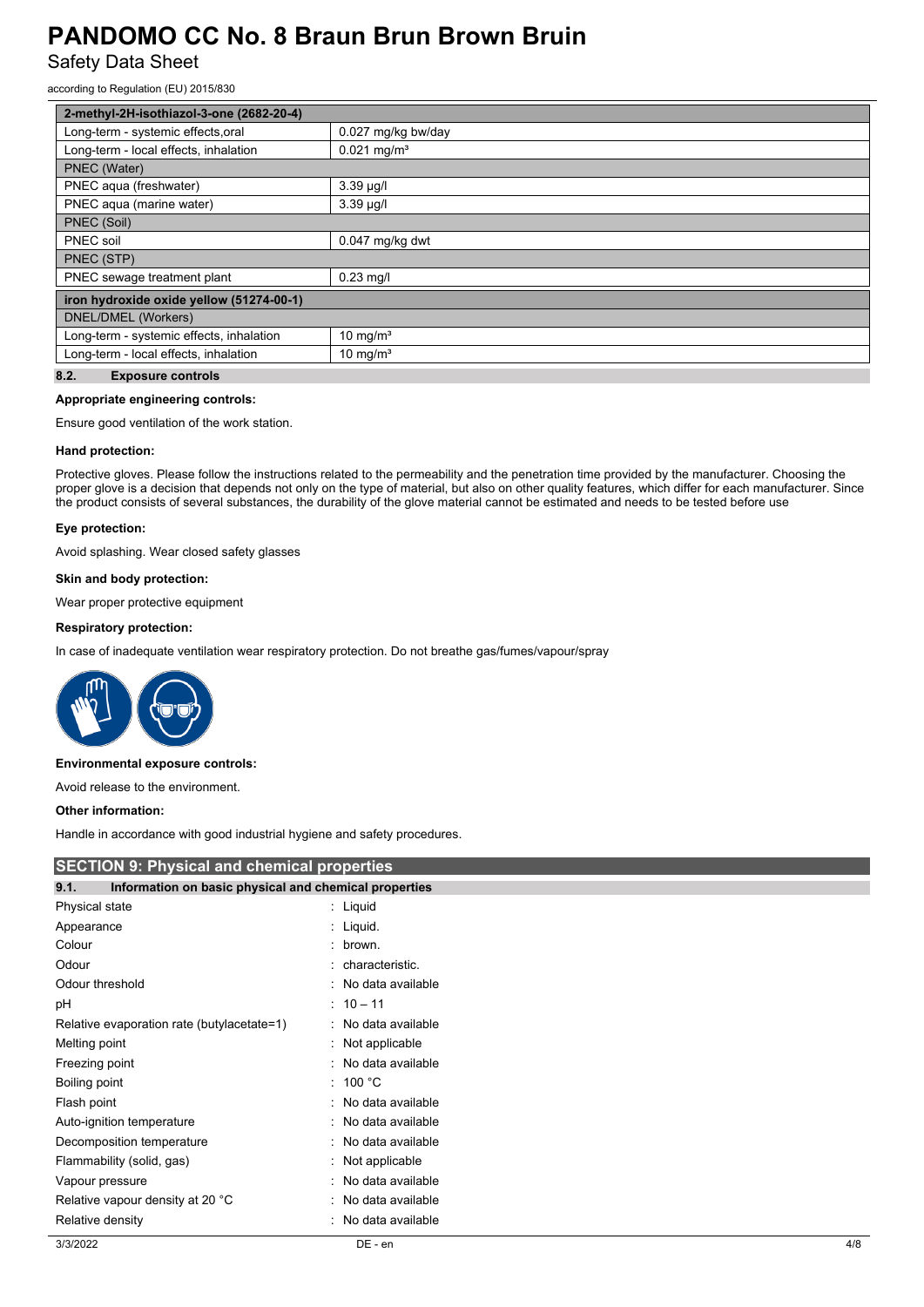| 2-methyl-2H-isothiazol-3-one (2682-20-4) | |
|---|---|
| Long-term - systemic effects,oral | 0.027 mg/kg bw/day |
| Long-term - local effects, inhalation | 0.021 mg/m³ |
| PNEC (Water) | |
| PNEC aqua (freshwater) | 3.39 µg/l |
| PNEC aqua (marine water) | 3.39 µg/l |
| PNEC (Soil) | |
| PNEC soil | 0.047 mg/kg dwt |
| PNEC (STP) | |
| PNEC sewage treatment plant | 0.23 mg/l |

| iron hydroxide oxide yellow (51274-00-1) | |
|---|---|
| DNEL/DMEL (Workers) | |
| Long-term - systemic effects, inhalation | 10 mg/m³ |
| Long-term - local effects, inhalation | 10 mg/m³ |

### 8.2. Exposure controls

**Appropriate engineering controls:**

Ensure good ventilation of the work station.

**Hand protection:**

Protective gloves. Please follow the instructions related to the permeability and the penetration time provided by the manufacturer. Choosing the proper glove is a decision that depends not only on the type of material, but also on other quality features, which differ for each manufacturer. Since the product consists of several substances, the durability of the glove material cannot be estimated and needs to be tested before use

**Eye protection:**

Avoid splashing. Wear closed safety glasses

**Skin and body protection:**

Wear proper protective equipment

**Respiratory protection:**

In case of inadequate ventilation wear respiratory protection. Do not breathe gas/fumes/vapour/spray

**Environmental exposure controls:**

Avoid release to the environment.

**Other information:**

Handle in accordance with good industrial hygiene and safety procedures.

## SECTION 9: Physical and chemical properties

### 9.1. Information on basic physical and chemical properties

| | |
|---|---|
| Physical state | : Liquid |
| Appearance | : Liquid. |
| Colour | : brown. |
| Odour | : characteristic. |
| Odour threshold | : No data available |
| pH | : 10 – 11 |
| Relative evaporation rate (butylacetate=1) | : No data available |
| Melting point | : Not applicable |
| Freezing point | : No data available |
| Boiling point | : 100 °C |
| Flash point | : No data available |
| Auto-ignition temperature | : No data available |
| Decomposition temperature | : No data available |
| Flammability (solid, gas) | : Not applicable |
| Vapour pressure | : No data available |
| Relative vapour density at 20 °C | : No data available |
| Relative density | : No data available |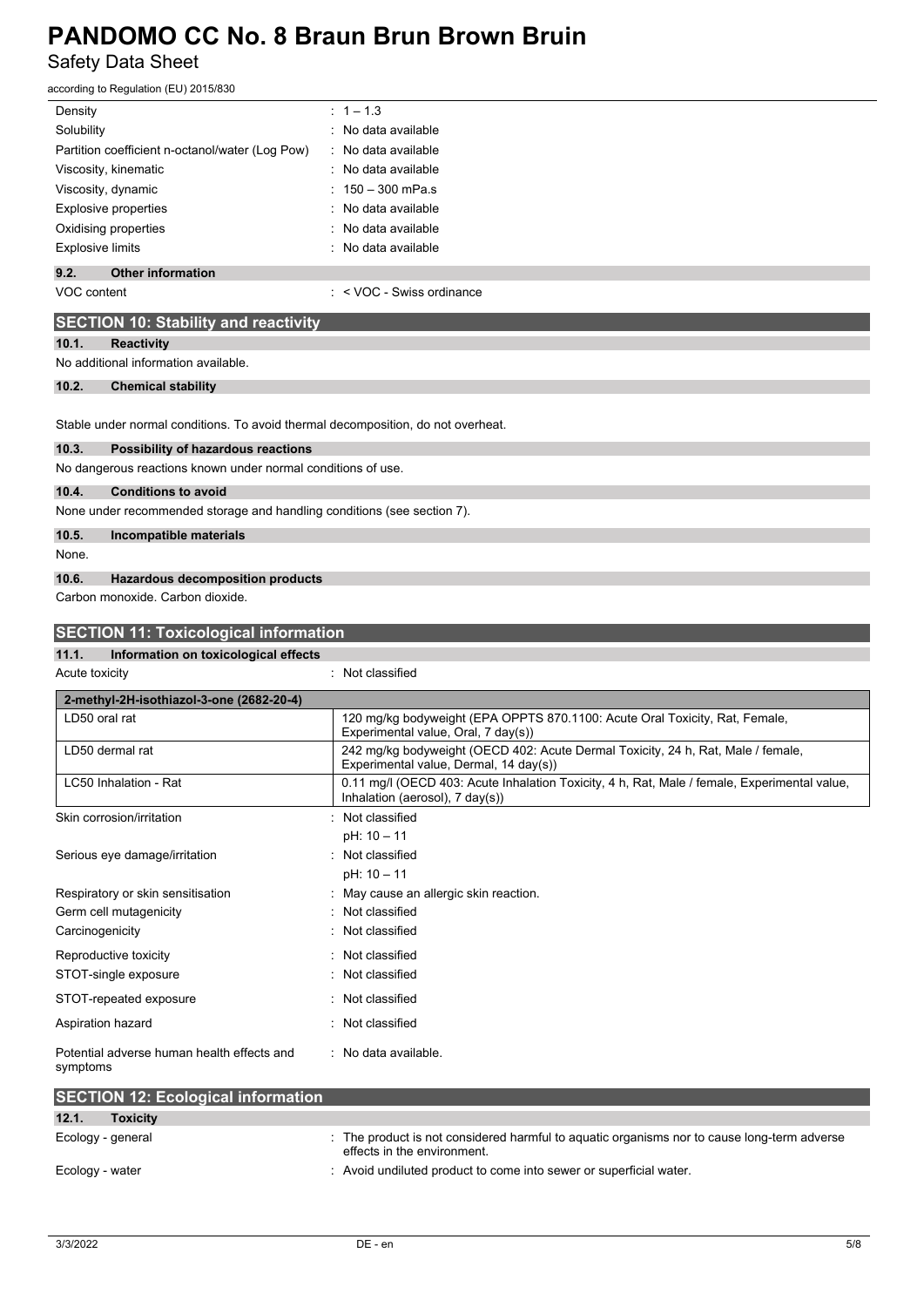| | |
|---|---|
| Density | : 1 – 1.3 |
| Solubility | : No data available |
| Partition coefficient n-octanol/water (Log Pow) | : No data available |
| Viscosity, kinematic | : No data available |
| Viscosity, dynamic | : 150 – 300 mPa.s |
| Explosive properties | : No data available |
| Oxidising properties | : No data available |
| Explosive limits | : No data available |

### 9.2. Other information

VOC content : < VOC - Swiss ordinance

## SECTION 10: Stability and reactivity

### 10.1. Reactivity

No additional information available.

### 10.2. Chemical stability

Stable under normal conditions. To avoid thermal decomposition, do not overheat.

### 10.3. Possibility of hazardous reactions

No dangerous reactions known under normal conditions of use.

### 10.4. Conditions to avoid

None under recommended storage and handling conditions (see section 7).

### 10.5. Incompatible materials

None.

### 10.6. Hazardous decomposition products

Carbon monoxide. Carbon dioxide.

## SECTION 11: Toxicological information

### 11.1. Information on toxicological effects

Acute toxicity : Not classified

| 2-methyl-2H-isothiazol-3-one (2682-20-4) | |
|---|---|
| LD50 oral rat | 120 mg/kg bodyweight (EPA OPPTS 870.1100: Acute Oral Toxicity, Rat, Female, Experimental value, Oral, 7 day(s)) |
| LD50 dermal rat | 242 mg/kg bodyweight (OECD 402: Acute Dermal Toxicity, 24 h, Rat, Male / female, Experimental value, Dermal, 14 day(s)) |
| LC50 Inhalation - Rat | 0.11 mg/l (OECD 403: Acute Inhalation Toxicity, 4 h, Rat, Male / female, Experimental value, Inhalation (aerosol), 7 day(s)) |

| | |
|---|---|
| Skin corrosion/irritation | : Not classified<br>pH: 10 – 11 |
| Serious eye damage/irritation | : Not classified<br>pH: 10 – 11 |
| Respiratory or skin sensitisation | : May cause an allergic skin reaction. |
| Germ cell mutagenicity | : Not classified |
| Carcinogenicity | : Not classified |
| Reproductive toxicity | : Not classified |
| STOT-single exposure | : Not classified |
| STOT-repeated exposure | : Not classified |
| Aspiration hazard | : Not classified |
| Potential adverse human health effects and symptoms | : No data available. |

## SECTION 12: Ecological information

### 12.1. Toxicity

| | |
|---|---|
| Ecology - general | : The product is not considered harmful to aquatic organisms nor to cause long-term adverse effects in the environment. |
| Ecology - water | : Avoid undiluted product to come into sewer or superficial water. |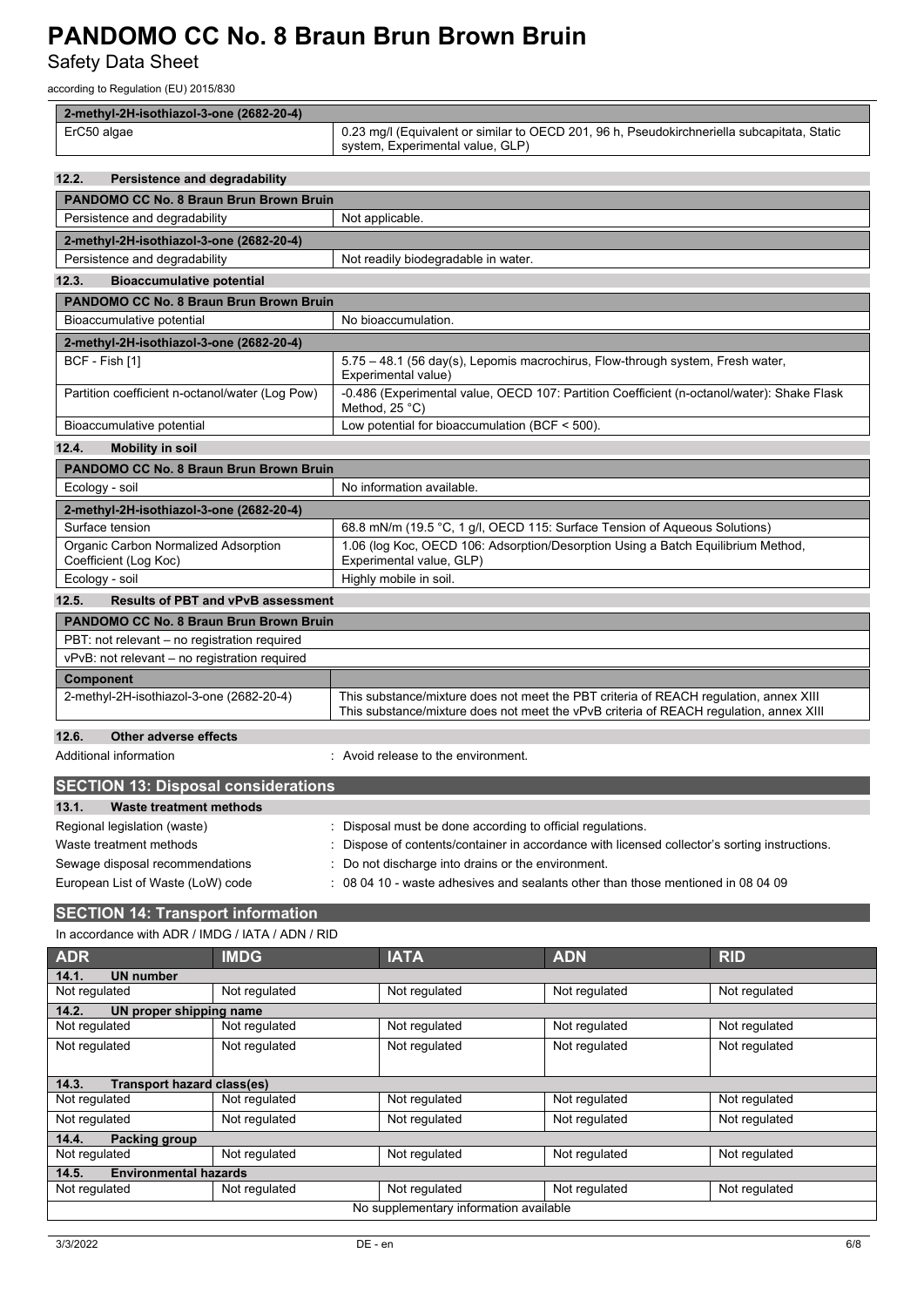| 2-methyl-2H-isothiazol-3-one (2682-20-4) | |
|---|---|
| ErC50 algae | 0.23 mg/l (Equivalent or similar to OECD 201, 96 h, Pseudokirchneriella subcapitata, Static system, Experimental value, GLP) |

### 12.2. Persistence and degradability

| PANDOMO CC No. 8 Braun Brun Brown Bruin | |
|---|---|
| Persistence and degradability | Not applicable. |
| **2-methyl-2H-isothiazol-3-one (2682-20-4)** | |
| Persistence and degradability | Not readily biodegradable in water. |

### 12.3. Bioaccumulative potential

| PANDOMO CC No. 8 Braun Brun Brown Bruin | |
|---|---|
| Bioaccumulative potential | No bioaccumulation. |
| **2-methyl-2H-isothiazol-3-one (2682-20-4)** | |
| BCF - Fish [1] | 5.75 – 48.1 (56 day(s), Lepomis macrochirus, Flow-through system, Fresh water, Experimental value) |
| Partition coefficient n-octanol/water (Log Pow) | -0.486 (Experimental value, OECD 107: Partition Coefficient (n-octanol/water): Shake Flask Method, 25 °C) |
| Bioaccumulative potential | Low potential for bioaccumulation (BCF < 500). |

### 12.4. Mobility in soil

| PANDOMO CC No. 8 Braun Brun Brown Bruin | |
|---|---|
| Ecology - soil | No information available. |
| **2-methyl-2H-isothiazol-3-one (2682-20-4)** | |
| Surface tension | 68.8 mN/m (19.5 °C, 1 g/l, OECD 115: Surface Tension of Aqueous Solutions) |
| Organic Carbon Normalized Adsorption Coefficient (Log Koc) | 1.06 (log Koc, OECD 106: Adsorption/Desorption Using a Batch Equilibrium Method, Experimental value, GLP) |
| Ecology - soil | Highly mobile in soil. |

### 12.5. Results of PBT and vPvB assessment

| PANDOMO CC No. 8 Braun Brun Brown Bruin | |
|---|---|
| PBT: not relevant – no registration required | |
| vPvB: not relevant – no registration required | |
| **Component** | |
| 2-methyl-2H-isothiazol-3-one (2682-20-4) | This substance/mixture does not meet the PBT criteria of REACH regulation, annex XIII<br>This substance/mixture does not meet the vPvB criteria of REACH regulation, annex XIII |

### 12.6. Other adverse effects

Additional information : Avoid release to the environment.

## SECTION 13: Disposal considerations

### 13.1. Waste treatment methods

Regional legislation (waste) : Disposal must be done according to official regulations.

Waste treatment methods : Dispose of contents/container in accordance with licensed collector's sorting instructions.

Sewage disposal recommendations : Do not discharge into drains or the environment.

European List of Waste (LoW) code : 08 04 10 - waste adhesives and sealants other than those mentioned in 08 04 09

## SECTION 14: Transport information

In accordance with ADR / IMDG / IATA / ADN / RID

| ADR | IMDG | IATA | ADN | RID |
|---|---|---|---|---|
| **14.1. UN number** | | | | |
| Not regulated | Not regulated | Not regulated | Not regulated | Not regulated |
| **14.2. UN proper shipping name** | | | | |
| Not regulated | Not regulated | Not regulated | Not regulated | Not regulated |
| Not regulated | Not regulated | Not regulated | Not regulated | Not regulated |
| **14.3. Transport hazard class(es)** | | | | |
| Not regulated | Not regulated | Not regulated | Not regulated | Not regulated |
| Not regulated | Not regulated | Not regulated | Not regulated | Not regulated |
| **14.4. Packing group** | | | | |
| Not regulated | Not regulated | Not regulated | Not regulated | Not regulated |
| **14.5. Environmental hazards** | | | | |
| Not regulated | Not regulated | Not regulated | Not regulated | Not regulated |
| No supplementary information available | | | | |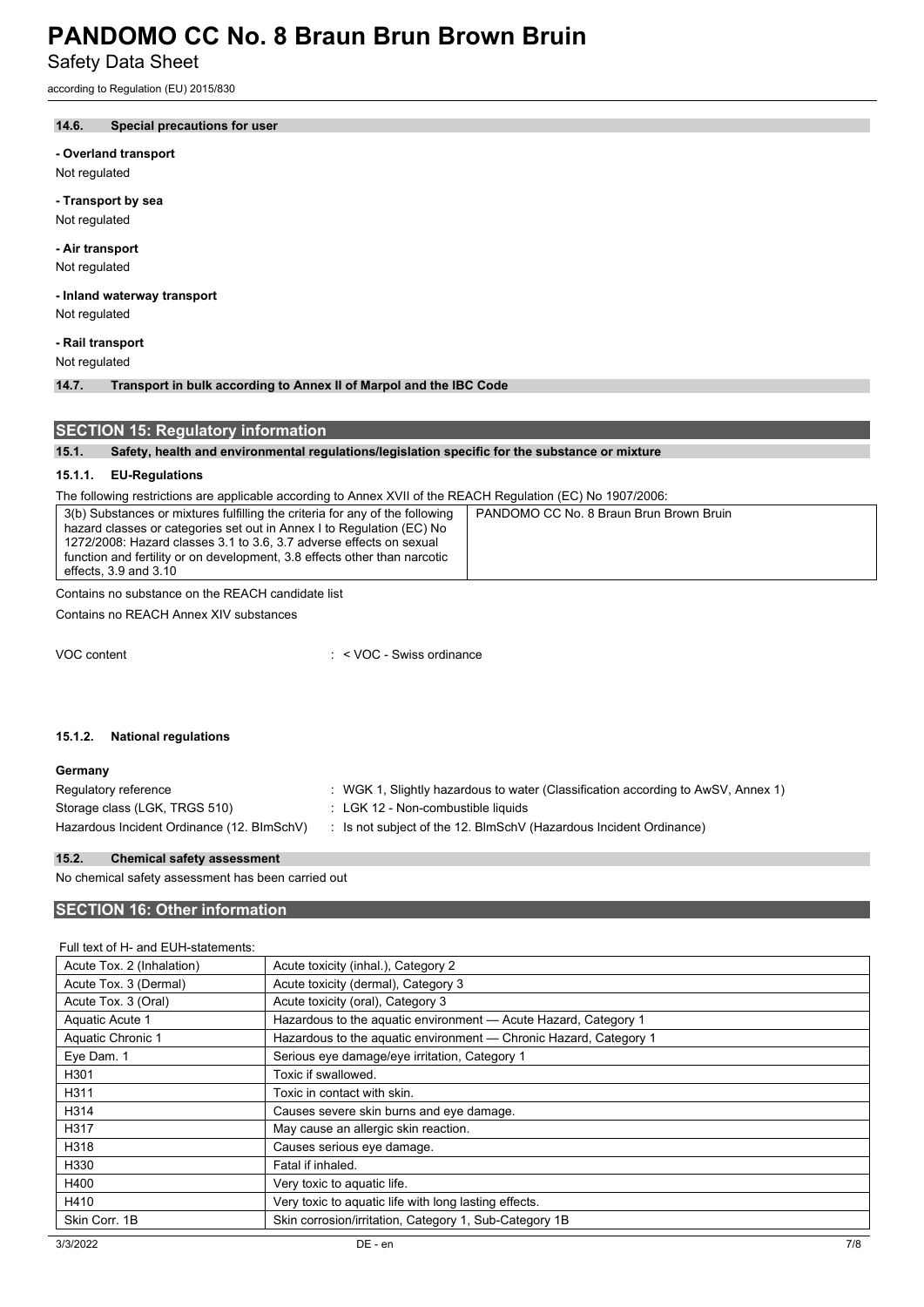#### 14.6. Special precautions for user

**- Overland transport**

Not regulated

**- Transport by sea**

Not regulated

**- Air transport**

Not regulated

**- Inland waterway transport**

Not regulated

**- Rail transport**

Not regulated

#### 14.7. Transport in bulk according to Annex II of Marpol and the IBC Code

## SECTION 15: Regulatory information

### 15.1. Safety, health and environmental regulations/legislation specific for the substance or mixture

#### 15.1.1. EU-Regulations

The following restrictions are applicable according to Annex XVII of the REACH Regulation (EC) No 1907/2006:

| | |
|---|---|
| 3(b) Substances or mixtures fulfilling the criteria for any of the following hazard classes or categories set out in Annex I to Regulation (EC) No 1272/2008: Hazard classes 3.1 to 3.6, 3.7 adverse effects on sexual function and fertility or on development, 3.8 effects other than narcotic effects, 3.9 and 3.10 | PANDOMO CC No. 8 Braun Brun Brown Bruin |

Contains no substance on the REACH candidate list

Contains no REACH Annex XIV substances

VOC content : < VOC - Swiss ordinance

#### 15.1.2. National regulations

**Germany**

Regulatory reference : WGK 1, Slightly hazardous to water (Classification according to AwSV, Annex 1)

Storage class (LGK, TRGS 510) : LGK 12 - Non-combustible liquids

Hazardous Incident Ordinance (12. BImSchV) : Is not subject of the 12. BlmSchV (Hazardous Incident Ordinance)

### 15.2. Chemical safety assessment

No chemical safety assessment has been carried out

## SECTION 16: Other information

Full text of H- and EUH-statements:

| | |
|---|---|
| Acute Tox. 2 (Inhalation) | Acute toxicity (inhal.), Category 2 |
| Acute Tox. 3 (Dermal) | Acute toxicity (dermal), Category 3 |
| Acute Tox. 3 (Oral) | Acute toxicity (oral), Category 3 |
| Aquatic Acute 1 | Hazardous to the aquatic environment — Acute Hazard, Category 1 |
| Aquatic Chronic 1 | Hazardous to the aquatic environment — Chronic Hazard, Category 1 |
| Eye Dam. 1 | Serious eye damage/eye irritation, Category 1 |
| H301 | Toxic if swallowed. |
| H311 | Toxic in contact with skin. |
| H314 | Causes severe skin burns and eye damage. |
| H317 | May cause an allergic skin reaction. |
| H318 | Causes serious eye damage. |
| H330 | Fatal if inhaled. |
| H400 | Very toxic to aquatic life. |
| H410 | Very toxic to aquatic life with long lasting effects. |
| Skin Corr. 1B | Skin corrosion/irritation, Category 1, Sub-Category 1B |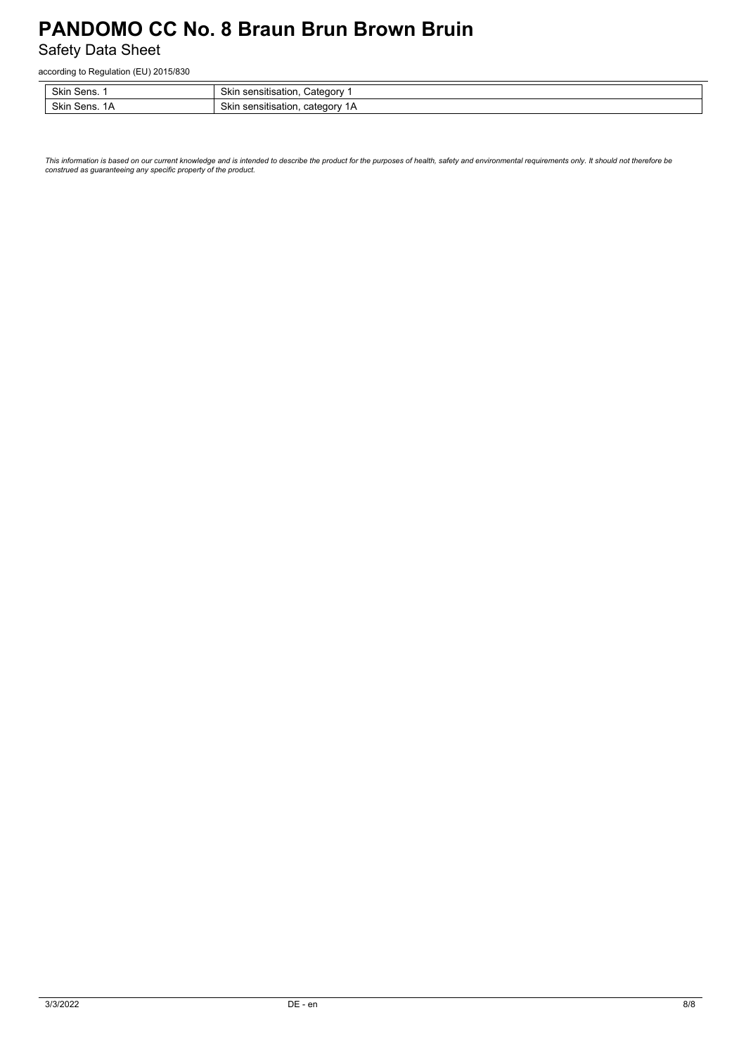| | |
|---|---|
| Skin Sens. 1 | Skin sensitisation, Category 1 |
| Skin Sens. 1A | Skin sensitisation, category 1A |

*This information is based on our current knowledge and is intended to describe the product for the purposes of health, safety and environmental requirements only. It should not therefore be construed as guaranteeing any specific property of the product.*